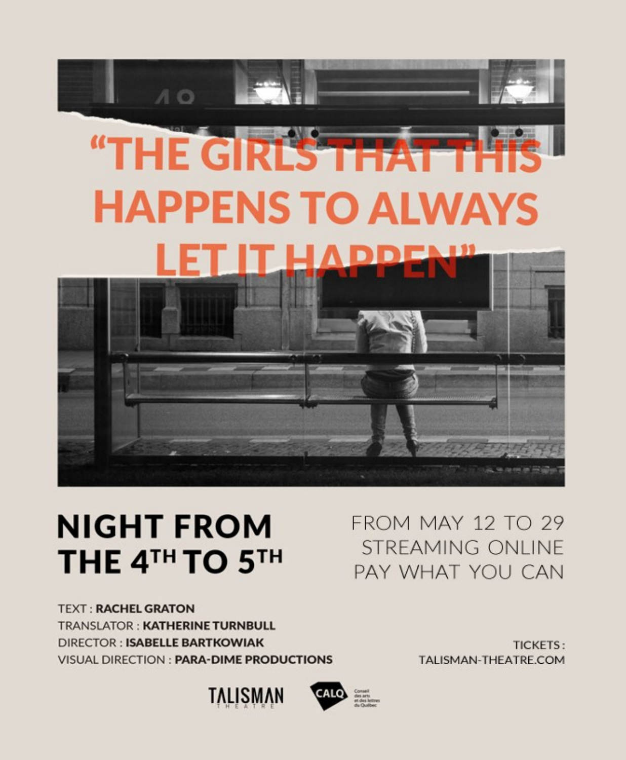"THE GIRLS THAT THIS HAPPENS TO ALWAYS LET IT HAPPEN"

# NIGHT FROM THE 4TH TO 5TH

FROM MAY 12 TO 29
STREAMING ONLINE
PAY WHAT YOU CAN

TEXT : **RACHEL GRATON**
TRANSLATOR : **KATHERINE TURNBULL**
DIRECTOR : **ISABELLE BARTKOWIAK**
VISUAL DIRECTION : **PARA-DIME PRODUCTIONS**

TICKETS :
TALISMAN-THEATRE.COM

TALISMAN THEATRE

CALQ Conseil des arts et des lettres du Québec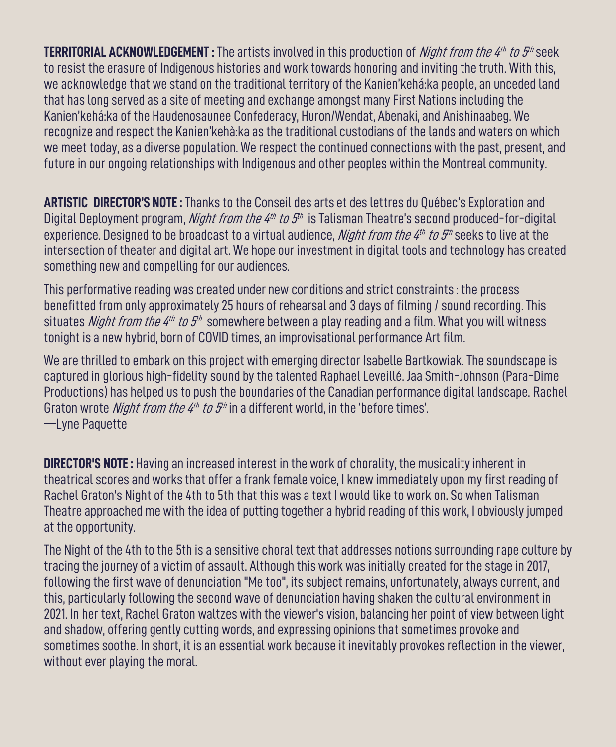**TERRITORIAL ACKNOWLEDGEMENT :** The artists involved in this production of *Night from the 4th to 5th* seek to resist the erasure of Indigenous histories and work towards honoring and inviting the truth. With this, we acknowledge that we stand on the traditional territory of the Kanien'kehá:ka people, an unceded land that has long served as a site of meeting and exchange amongst many First Nations including the Kanien'kehá:ka of the Haudenosaunee Confederacy, Huron/Wendat, Abenaki, and Anishinaabeg. We recognize and respect the Kanien'kehà:ka as the traditional custodians of the lands and waters on which we meet today, as a diverse population. We respect the continued connections with the past, present, and future in our ongoing relationships with Indigenous and other peoples within the Montreal community.

**ARTISTIC DIRECTOR'S NOTE :** Thanks to the Conseil des arts et des lettres du Québec's Exploration and Digital Deployment program, *Night from the 4th to 5th* is Talisman Theatre's second produced-for-digital experience. Designed to be broadcast to a virtual audience, *Night from the 4th to 5th* seeks to live at the intersection of theater and digital art. We hope our investment in digital tools and technology has created something new and compelling for our audiences.

This performative reading was created under new conditions and strict constraints : the process benefitted from only approximately 25 hours of rehearsal and 3 days of filming / sound recording. This situates *Night from the 4th to 5th* somewhere between a play reading and a film. What you will witness tonight is a new hybrid, born of COVID times, an improvisational performance Art film.

We are thrilled to embark on this project with emerging director Isabelle Bartkowiak. The soundscape is captured in glorious high-fidelity sound by the talented Raphael Leveillé. Jaa Smith-Johnson (Para-Dime Productions) has helped us to push the boundaries of the Canadian performance digital landscape. Rachel Graton wrote *Night from the 4th to 5th* in a different world, in the 'before times'.
—Lyne Paquette

**DIRECTOR'S NOTE :** Having an increased interest in the work of chorality, the musicality inherent in theatrical scores and works that offer a frank female voice, I knew immediately upon my first reading of Rachel Graton's Night of the 4th to 5th that this was a text I would like to work on. So when Talisman Theatre approached me with the idea of putting together a hybrid reading of this work, I obviously jumped at the opportunity.

The Night of the 4th to the 5th is a sensitive choral text that addresses notions surrounding rape culture by tracing the journey of a victim of assault. Although this work was initially created for the stage in 2017, following the first wave of denunciation "Me too", its subject remains, unfortunately, always current, and this, particularly following the second wave of denunciation having shaken the cultural environment in 2021. In her text, Rachel Graton waltzes with the viewer's vision, balancing her point of view between light and shadow, offering gently cutting words, and expressing opinions that sometimes provoke and sometimes soothe. In short, it is an essential work because it inevitably provokes reflection in the viewer, without ever playing the moral.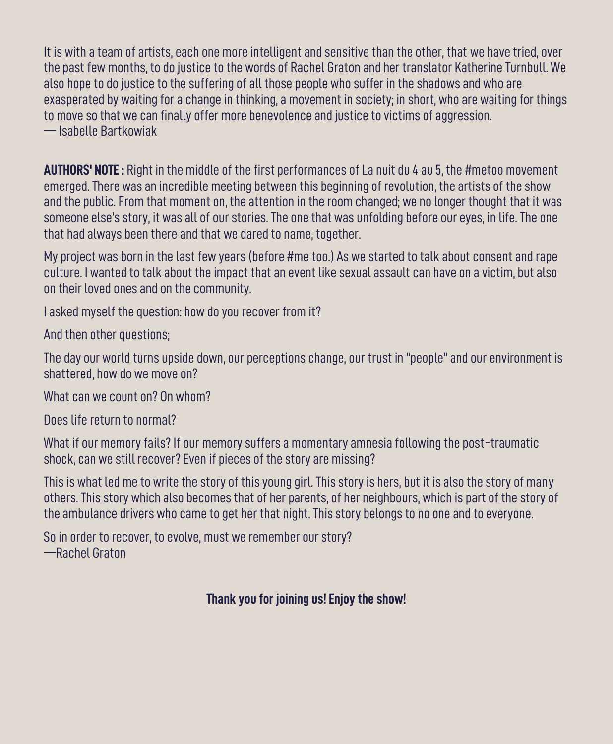It is with a team of artists, each one more intelligent and sensitive than the other, that we have tried, over the past few months, to do justice to the words of Rachel Graton and her translator Katherine Turnbull. We also hope to do justice to the suffering of all those people who suffer in the shadows and who are exasperated by waiting for a change in thinking, a movement in society; in short, who are waiting for things to move so that we can finally offer more benevolence and justice to victims of aggression.
— Isabelle Bartkowiak

**AUTHORS' NOTE :** Right in the middle of the first performances of La nuit du 4 au 5, the #metoo movement emerged. There was an incredible meeting between this beginning of revolution, the artists of the show and the public. From that moment on, the attention in the room changed; we no longer thought that it was someone else's story, it was all of our stories. The one that was unfolding before our eyes, in life. The one that had always been there and that we dared to name, together.

My project was born in the last few years (before #me too.) As we started to talk about consent and rape culture. I wanted to talk about the impact that an event like sexual assault can have on a victim, but also on their loved ones and on the community.

I asked myself the question: how do you recover from it?

And then other questions;

The day our world turns upside down, our perceptions change, our trust in "people" and our environment is shattered, how do we move on?

What can we count on? On whom?

Does life return to normal?

What if our memory fails? If our memory suffers a momentary amnesia following the post-traumatic shock, can we still recover? Even if pieces of the story are missing?

This is what led me to write the story of this young girl. This story is hers, but it is also the story of many others. This story which also becomes that of her parents, of her neighbours, which is part of the story of the ambulance drivers who came to get her that night. This story belongs to no one and to everyone.

So in order to recover, to evolve, must we remember our story?
—Rachel Graton

**Thank you for joining us! Enjoy the show!**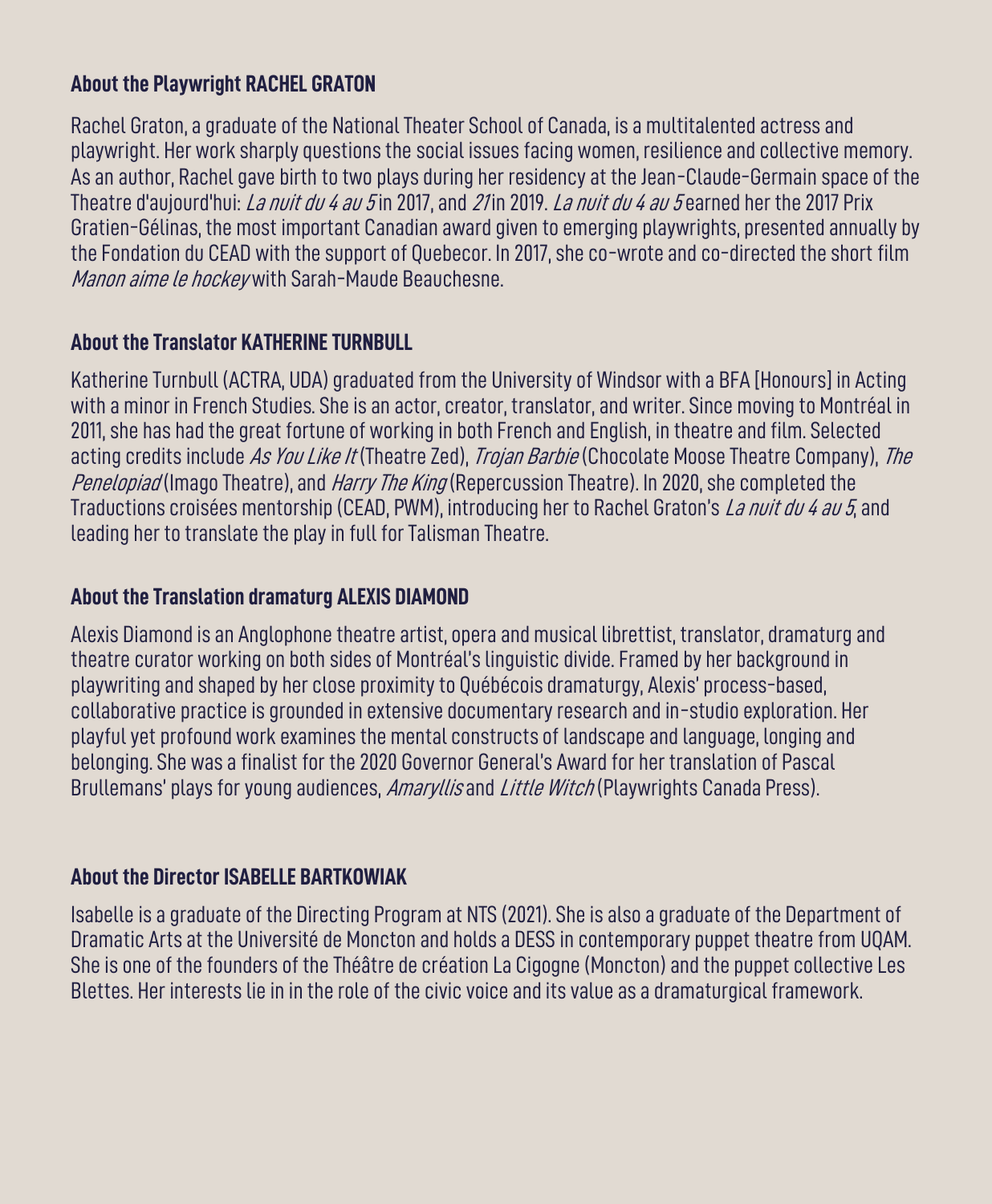## About the Playwright RACHEL GRATON

Rachel Graton, a graduate of the National Theater School of Canada, is a multitalented actress and playwright. Her work sharply questions the social issues facing women, resilience and collective memory. As an author, Rachel gave birth to two plays during her residency at the Jean-Claude-Germain space of the Theatre d'aujourd'hui: *La nuit du 4 au 5* in 2017, and *21* in 2019. *La nuit du 4 au 5* earned her the 2017 Prix Gratien-Gélinas, the most important Canadian award given to emerging playwrights, presented annually by the Fondation du CEAD with the support of Quebecor. In 2017, she co-wrote and co-directed the short film *Manon aime le hockey* with Sarah-Maude Beauchesne.

## About the Translator KATHERINE TURNBULL

Katherine Turnbull (ACTRA, UDA) graduated from the University of Windsor with a BFA [Honours] in Acting with a minor in French Studies. She is an actor, creator, translator, and writer. Since moving to Montréal in 2011, she has had the great fortune of working in both French and English, in theatre and film. Selected acting credits include *As You Like It* (Theatre Zed), *Trojan Barbie* (Chocolate Moose Theatre Company), *The Penelopiad* (Imago Theatre), and *Harry The King* (Repercussion Theatre). In 2020, she completed the Traductions croisées mentorship (CEAD, PWM), introducing her to Rachel Graton's *La nuit du 4 au 5*, and leading her to translate the play in full for Talisman Theatre.

## About the Translation dramaturg ALEXIS DIAMOND

Alexis Diamond is an Anglophone theatre artist, opera and musical librettist, translator, dramaturg and theatre curator working on both sides of Montréal's linguistic divide. Framed by her background in playwriting and shaped by her close proximity to Québécois dramaturgy, Alexis' process-based, collaborative practice is grounded in extensive documentary research and in-studio exploration. Her playful yet profound work examines the mental constructs of landscape and language, longing and belonging. She was a finalist for the 2020 Governor General's Award for her translation of Pascal Brullemans' plays for young audiences, *Amaryllis* and *Little Witch* (Playwrights Canada Press).

## About the Director ISABELLE BARTKOWIAK

Isabelle is a graduate of the Directing Program at NTS (2021). She is also a graduate of the Department of Dramatic Arts at the Université de Moncton and holds a DESS in contemporary puppet theatre from UQAM. She is one of the founders of the Théâtre de création La Cigogne (Moncton) and the puppet collective Les Blettes. Her interests lie in in the role of the civic voice and its value as a dramaturgical framework.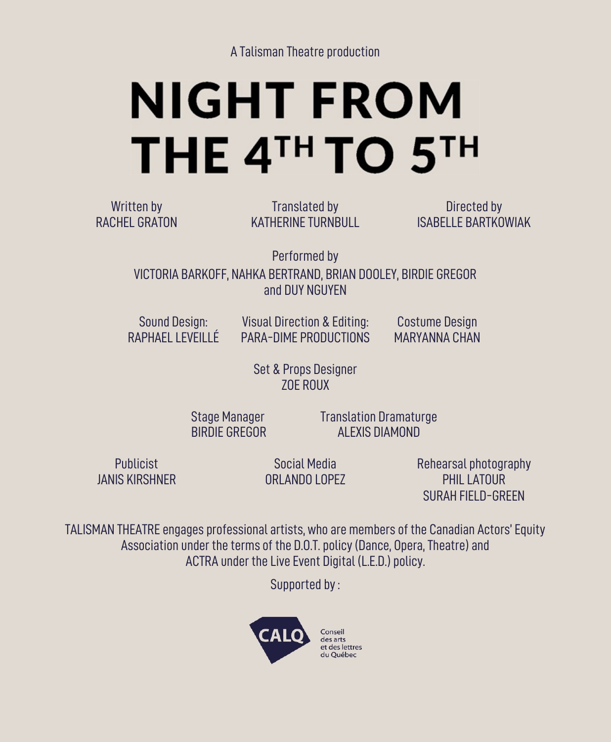A Talisman Theatre production

# NIGHT FROM THE 4$^{TH}$ TO 5$^{TH}$

Written by
RACHEL GRATON

Translated by
KATHERINE TURNBULL

Directed by
ISABELLE BARTKOWIAK

Performed by
VICTORIA BARKOFF, NAHKA BERTRAND, BRIAN DOOLEY, BIRDIE GREGOR
and DUY NGUYEN

Sound Design:
RAPHAEL LEVEILLÉ

Visual Direction & Editing:
PARA-DIME PRODUCTIONS

Costume Design
MARYANNA CHAN

Set & Props Designer
ZOE ROUX

Stage Manager
BIRDIE GREGOR

Translation Dramaturge
ALEXIS DIAMOND

Publicist
JANIS KIRSHNER

Social Media
ORLANDO LOPEZ

Rehearsal photography
PHIL LATOUR
SURAH FIELD-GREEN

TALISMAN THEATRE engages professional artists, who are members of the Canadian Actors' Equity Association under the terms of the D.O.T. policy (Dance, Opera, Theatre) and ACTRA under the Live Event Digital (L.E.D.) policy.

Supported by :

CALQ Conseil des arts et des lettres du Québec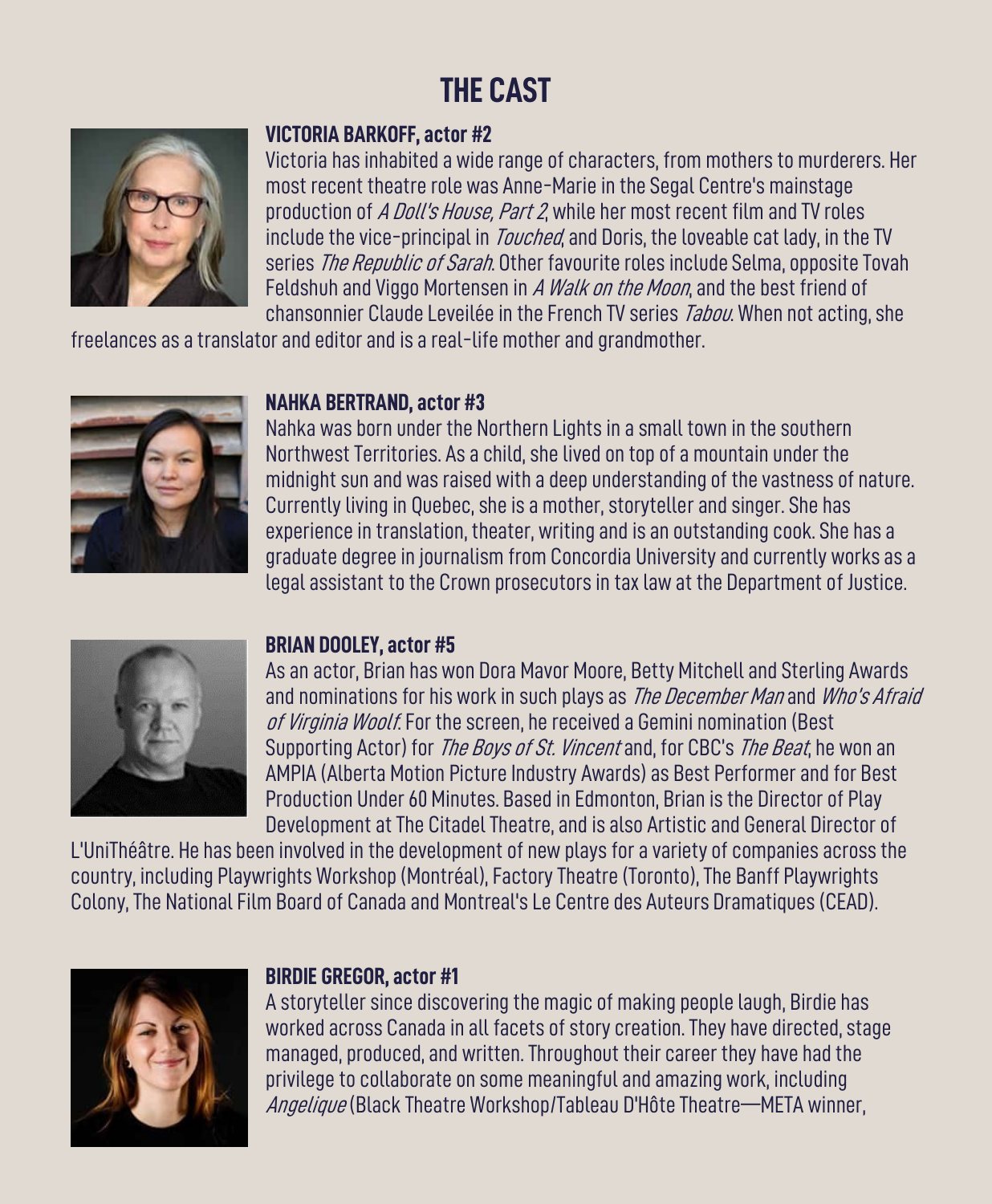# THE CAST

### VICTORIA BARKOFF, actor #2

Victoria has inhabited a wide range of characters, from mothers to murderers. Her most recent theatre role was Anne-Marie in the Segal Centre's mainstage production of *A Doll's House, Part 2*, while her most recent film and TV roles include the vice-principal in *Touched*, and Doris, the loveable cat lady, in the TV series *The Republic of Sarah*. Other favourite roles include Selma, opposite Tovah Feldshuh and Viggo Mortensen in *A Walk on the Moon*, and the best friend of chansonnier Claude Leveilée in the French TV series *Tabou*. When not acting, she freelances as a translator and editor and is a real-life mother and grandmother.

### NAHKA BERTRAND, actor #3

Nahka was born under the Northern Lights in a small town in the southern Northwest Territories. As a child, she lived on top of a mountain under the midnight sun and was raised with a deep understanding of the vastness of nature. Currently living in Quebec, she is a mother, storyteller and singer. She has experience in translation, theater, writing and is an outstanding cook. She has a graduate degree in journalism from Concordia University and currently works as a legal assistant to the Crown prosecutors in tax law at the Department of Justice.

### BRIAN DOOLEY, actor #5

As an actor, Brian has won Dora Mavor Moore, Betty Mitchell and Sterling Awards and nominations for his work in such plays as *The December Man* and *Who's Afraid of Virginia Woolf*. For the screen, he received a Gemini nomination (Best Supporting Actor) for *The Boys of St. Vincent* and, for CBC's *The Beat*, he won an AMPIA (Alberta Motion Picture Industry Awards) as Best Performer and for Best Production Under 60 Minutes. Based in Edmonton, Brian is the Director of Play Development at The Citadel Theatre, and is also Artistic and General Director of L'UniThéâtre. He has been involved in the development of new plays for a variety of companies across the country, including Playwrights Workshop (Montréal), Factory Theatre (Toronto), The Banff Playwrights Colony, The National Film Board of Canada and Montreal's Le Centre des Auteurs Dramatiques (CEAD).

### BIRDIE GREGOR, actor #1

A storyteller since discovering the magic of making people laugh, Birdie has worked across Canada in all facets of story creation. They have directed, stage managed, produced, and written. Throughout their career they have had the privilege to collaborate on some meaningful and amazing work, including *Angelique* (Black Theatre Workshop/Tableau D'Hôte Theatre—META winner,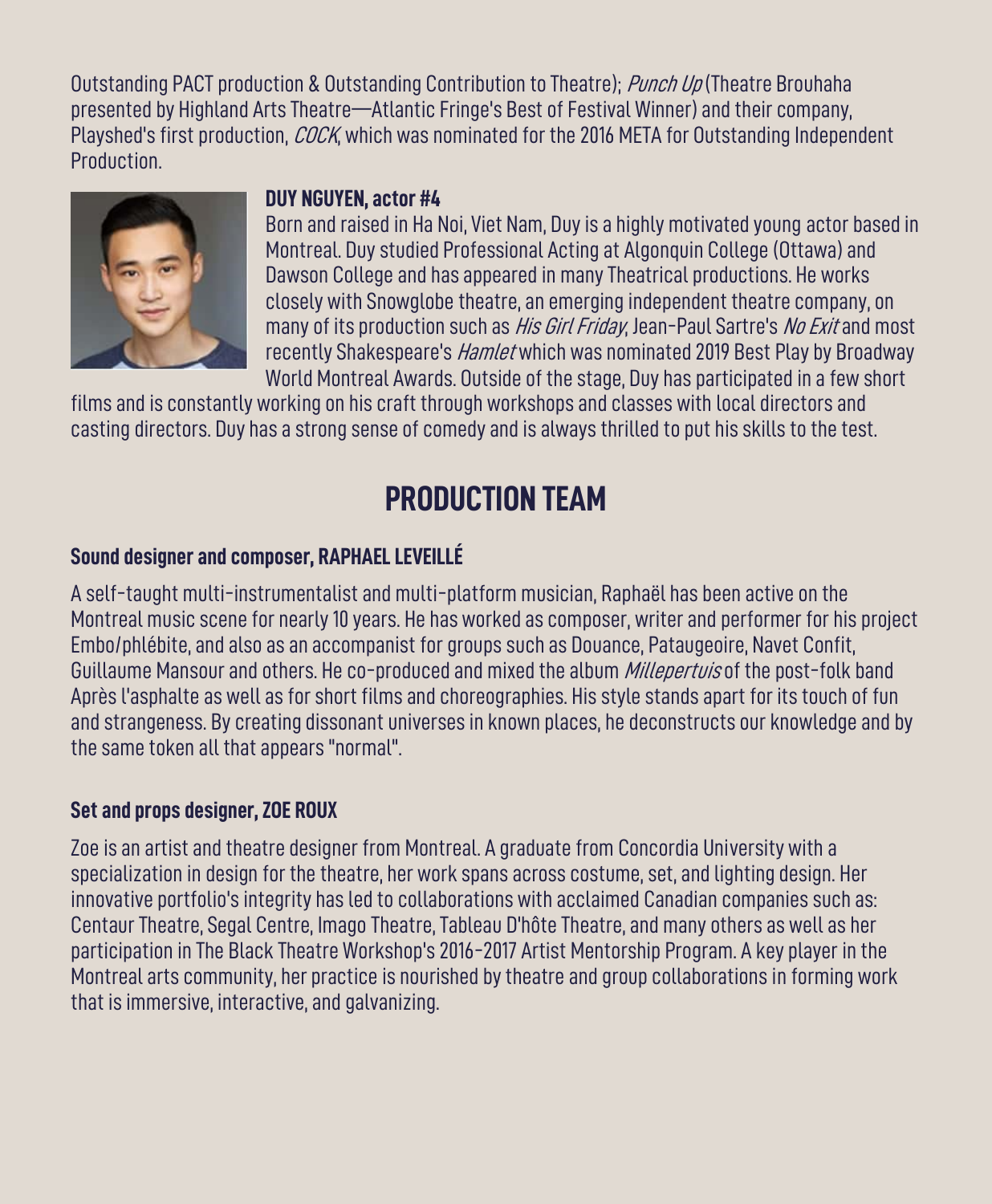Outstanding PACT production & Outstanding Contribution to Theatre); *Punch Up* (Theatre Brouhaha presented by Highland Arts Theatre—Atlantic Fringe's Best of Festival Winner) and their company, Playshed's first production, *COCK*, which was nominated for the 2016 META for Outstanding Independent Production.

**DUY NGUYEN, actor #4**

Born and raised in Ha Noi, Viet Nam, Duy is a highly motivated young actor based in Montreal. Duy studied Professional Acting at Algonquin College (Ottawa) and Dawson College and has appeared in many Theatrical productions. He works closely with Snowglobe theatre, an emerging independent theatre company, on many of its production such as *His Girl Friday*, Jean-Paul Sartre's *No Exit* and most recently Shakespeare's *Hamlet* which was nominated 2019 Best Play by Broadway World Montreal Awards. Outside of the stage, Duy has participated in a few short films and is constantly working on his craft through workshops and classes with local directors and casting directors. Duy has a strong sense of comedy and is always thrilled to put his skills to the test.

## PRODUCTION TEAM

### Sound designer and composer, RAPHAEL LEVEILLÉ

A self-taught multi-instrumentalist and multi-platform musician, Raphaël has been active on the Montreal music scene for nearly 10 years. He has worked as composer, writer and performer for his project Embo/phlébite, and also as an accompanist for groups such as Douance, Pataugeoire, Navet Confit, Guillaume Mansour and others. He co-produced and mixed the album *Millepertuis* of the post-folk band Après l'asphalte as well as for short films and choreographies. His style stands apart for its touch of fun and strangeness. By creating dissonant universes in known places, he deconstructs our knowledge and by the same token all that appears "normal".

### Set and props designer, ZOE ROUX

Zoe is an artist and theatre designer from Montreal. A graduate from Concordia University with a specialization in design for the theatre, her work spans across costume, set, and lighting design. Her innovative portfolio's integrity has led to collaborations with acclaimed Canadian companies such as: Centaur Theatre, Segal Centre, Imago Theatre, Tableau D'hôte Theatre, and many others as well as her participation in The Black Theatre Workshop's 2016-2017 Artist Mentorship Program. A key player in the Montreal arts community, her practice is nourished by theatre and group collaborations in forming work that is immersive, interactive, and galvanizing.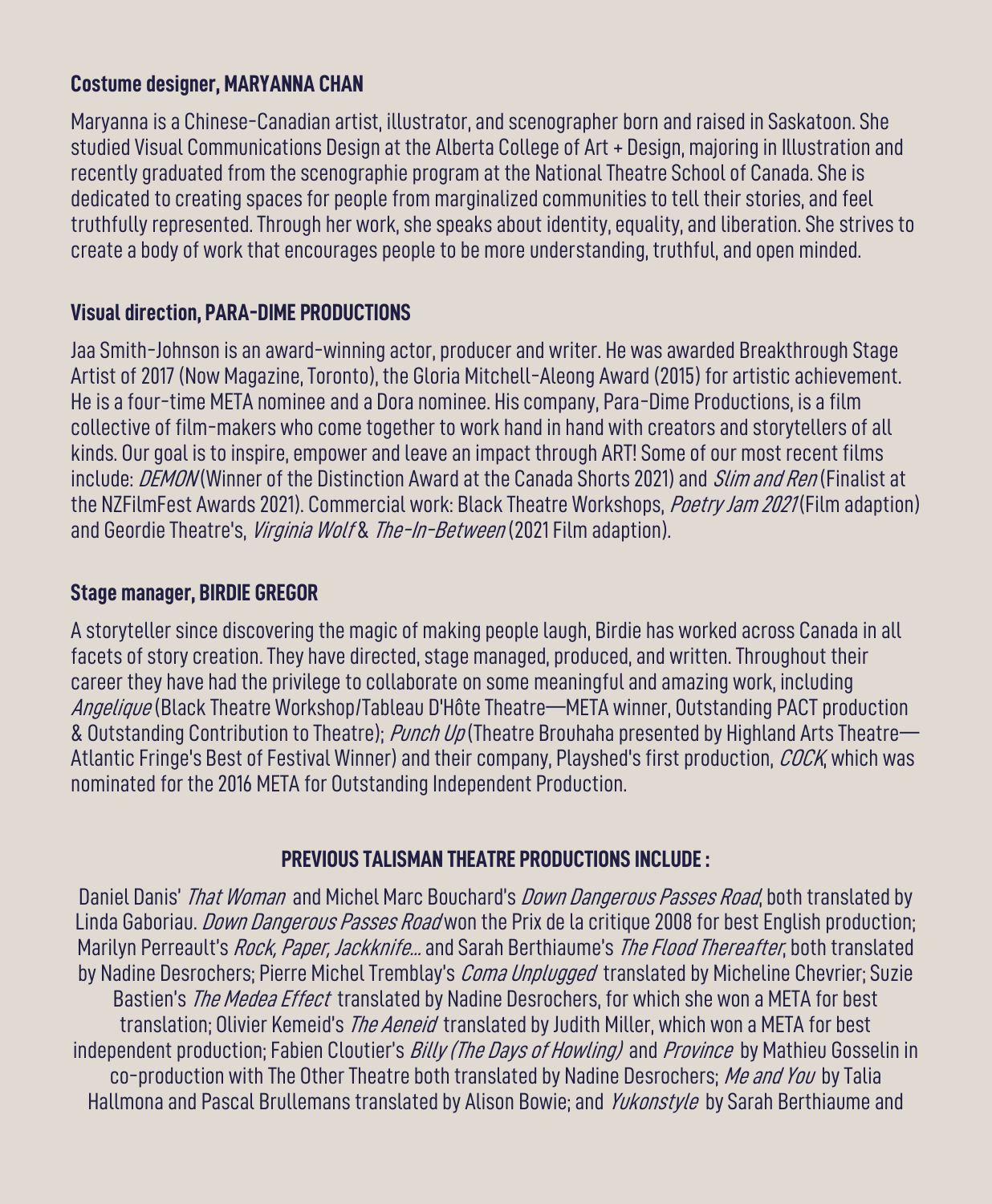### Costume designer, MARYANNA CHAN

Maryanna is a Chinese-Canadian artist, illustrator, and scenographer born and raised in Saskatoon. She studied Visual Communications Design at the Alberta College of Art + Design, majoring in Illustration and recently graduated from the scenographie program at the National Theatre School of Canada. She is dedicated to creating spaces for people from marginalized communities to tell their stories, and feel truthfully represented. Through her work, she speaks about identity, equality, and liberation. She strives to create a body of work that encourages people to be more understanding, truthful, and open minded.

### Visual direction, PARA-DIME PRODUCTIONS

Jaa Smith-Johnson is an award-winning actor, producer and writer. He was awarded Breakthrough Stage Artist of 2017 (Now Magazine, Toronto), the Gloria Mitchell-Aleong Award (2015) for artistic achievement. He is a four-time META nominee and a Dora nominee. His company, Para-Dime Productions, is a film collective of film-makers who come together to work hand in hand with creators and storytellers of all kinds. Our goal is to inspire, empower and leave an impact through ART! Some of our most recent films include: *DEMON* (Winner of the Distinction Award at the Canada Shorts 2021) and *Slim and Ren* (Finalist at the NZFilmFest Awards 2021). Commercial work: Black Theatre Workshops, *Poetry Jam 2021* (Film adaption) and Geordie Theatre's, *Virginia Wolf* & *The-In-Between* (2021 Film adaption).

### Stage manager, BIRDIE GREGOR

A storyteller since discovering the magic of making people laugh, Birdie has worked across Canada in all facets of story creation. They have directed, stage managed, produced, and written. Throughout their career they have had the privilege to collaborate on some meaningful and amazing work, including *Angelique* (Black Theatre Workshop/Tableau D'Hôte Theatre—META winner, Outstanding PACT production & Outstanding Contribution to Theatre); *Punch Up* (Theatre Brouhaha presented by Highland Arts Theatre—Atlantic Fringe's Best of Festival Winner) and their company, Playshed's first production, *COCK*, which was nominated for the 2016 META for Outstanding Independent Production.

### PREVIOUS TALISMAN THEATRE PRODUCTIONS INCLUDE :

Daniel Danis' *That Woman* and Michel Marc Bouchard's *Down Dangerous Passes Road*, both translated by Linda Gaboriau. *Down Dangerous Passes Road* won the Prix de la critique 2008 for best English production; Marilyn Perreault's *Rock, Paper, Jackknife...* and Sarah Berthiaume's *The Flood Thereafter*, both translated by Nadine Desrochers; Pierre Michel Tremblay's *Coma Unplugged* translated by Micheline Chevrier; Suzie Bastien's *The Medea Effect* translated by Nadine Desrochers, for which she won a META for best translation; Olivier Kemeid's *The Aeneid* translated by Judith Miller, which won a META for best independent production; Fabien Cloutier's *Billy (The Days of Howling)* and *Province* by Mathieu Gosselin in co-production with The Other Theatre both translated by Nadine Desrochers; *Me and You* by Talia Hallmona and Pascal Brullemans translated by Alison Bowie; and *Yukonstyle* by Sarah Berthiaume and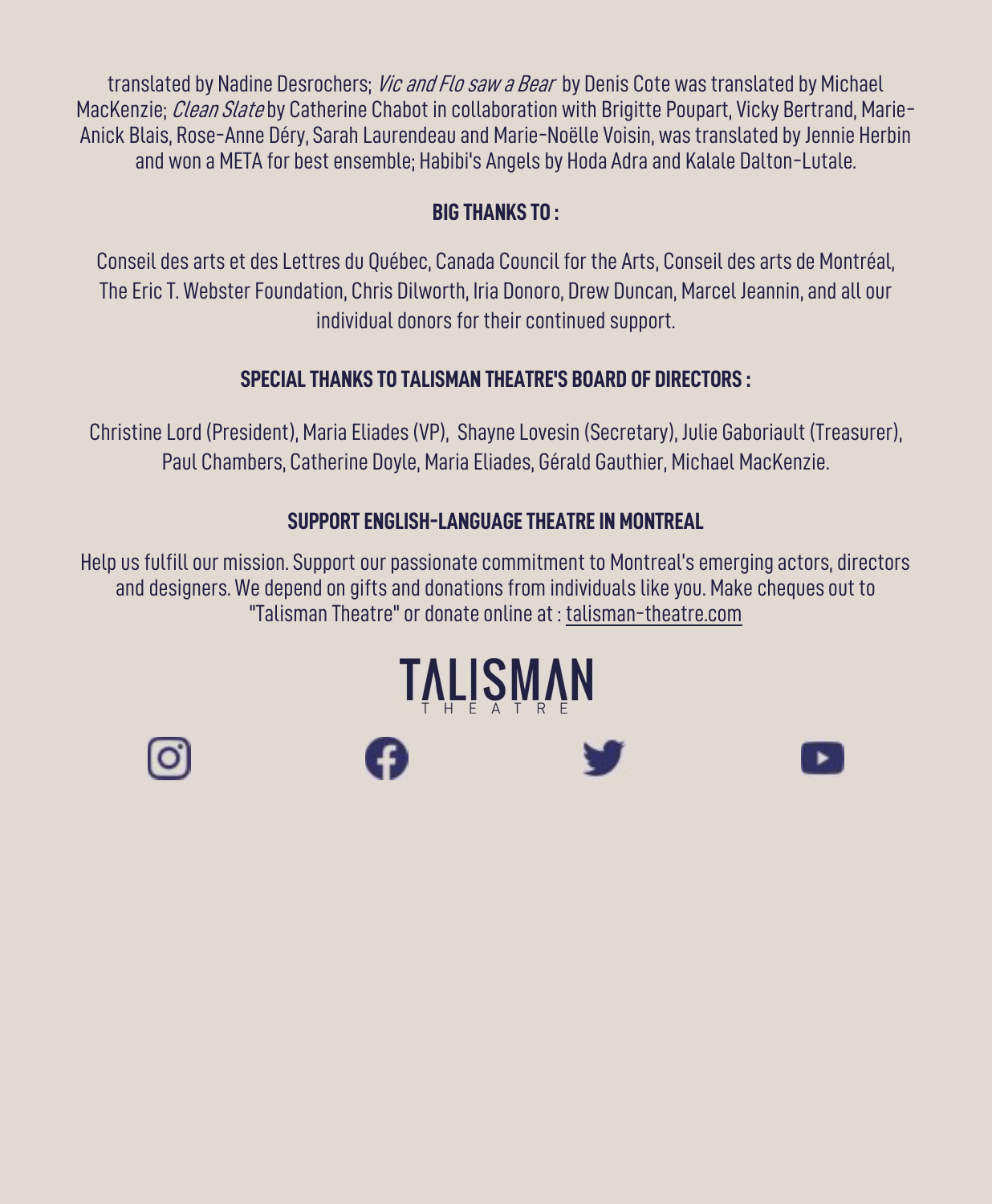translated by Nadine Desrochers; *Vic and Flo saw a Bear* by Denis Cote was translated by Michael MacKenzie; *Clean Slate* by Catherine Chabot in collaboration with Brigitte Poupart, Vicky Bertrand, Marie-Anick Blais, Rose-Anne Déry, Sarah Laurendeau and Marie-Noëlle Voisin, was translated by Jennie Herbin and won a META for best ensemble; Habibi's Angels by Hoda Adra and Kalale Dalton-Lutale.

**BIG THANKS TO :**

Conseil des arts et des Lettres du Québec, Canada Council for the Arts, Conseil des arts de Montréal, The Eric T. Webster Foundation, Chris Dilworth, Iria Donoro, Drew Duncan, Marcel Jeannin, and all our individual donors for their continued support.

**SPECIAL THANKS TO TALISMAN THEATRE'S BOARD OF DIRECTORS :**

Christine Lord (President), Maria Eliades (VP), Shayne Lovesin (Secretary), Julie Gaboriault (Treasurer), Paul Chambers, Catherine Doyle, Maria Eliades, Gérald Gauthier, Michael MacKenzie.

**SUPPORT ENGLISH-LANGUAGE THEATRE IN MONTREAL**

Help us fulfill our mission. Support our passionate commitment to Montreal's emerging actors, directors and designers. We depend on gifts and donations from individuals like you. Make cheques out to "Talisman Theatre" or donate online at : talisman-theatre.com

TALISMAN THEATRE